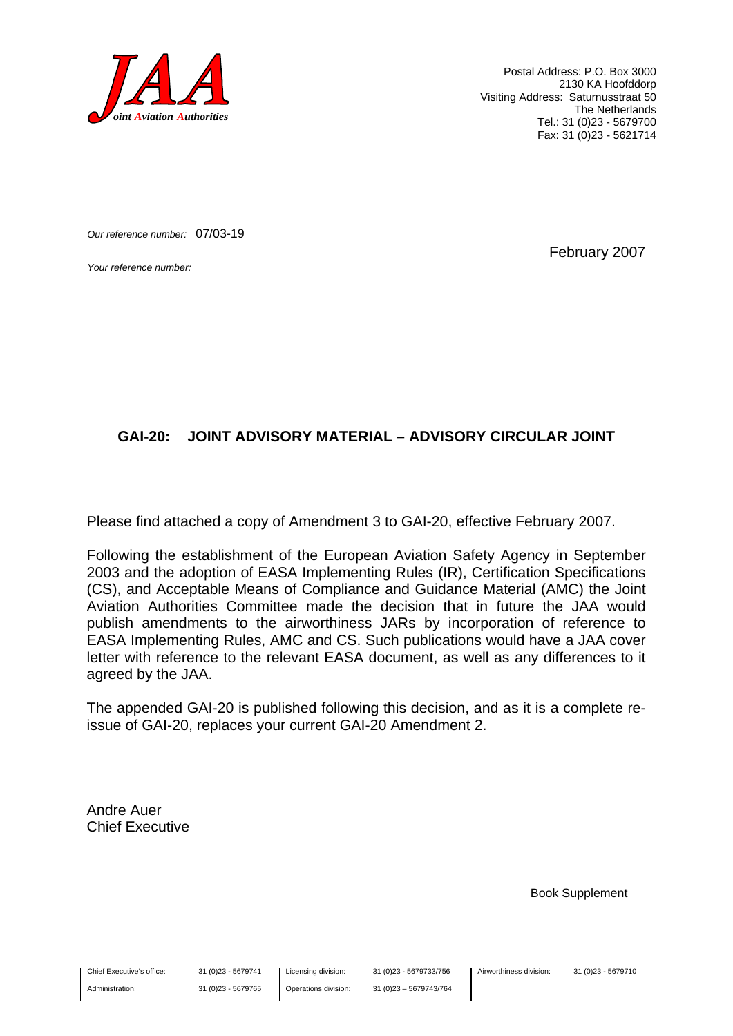**JAA**
*Joint Aviation Authorities*

Postal Address: P.O. Box 3000
2130 KA Hoofddorp
Visiting Address: Saturnusstraat 50
The Netherlands
Tel.: 31 (0)23 - 5679700
Fax: 31 (0)23 - 5621714

*Our reference number:* 07/03-19

*Your reference number:*

February 2007

## GAI-20: JOINT ADVISORY MATERIAL – ADVISORY CIRCULAR JOINT

Please find attached a copy of Amendment 3 to GAI-20, effective February 2007.

Following the establishment of the European Aviation Safety Agency in September 2003 and the adoption of EASA Implementing Rules (IR), Certification Specifications (CS), and Acceptable Means of Compliance and Guidance Material (AMC) the Joint Aviation Authorities Committee made the decision that in future the JAA would publish amendments to the airworthiness JARs by incorporation of reference to EASA Implementing Rules, AMC and CS. Such publications would have a JAA cover letter with reference to the relevant EASA document, as well as any differences to it agreed by the JAA.

The appended GAI-20 is published following this decision, and as it is a complete re-issue of GAI-20, replaces your current GAI-20 Amendment 2.

Andre Auer
Chief Executive

Book Supplement

| Chief Executive's office: | 31 (0)23 - 5679741 | Licensing division: | 31 (0)23 - 5679733/756 | Airworthiness division: | 31 (0)23 - 5679710 |
|---|---|---|---|---|---|
| Administration: | 31 (0)23 - 5679765 | Operations division: | 31 (0)23 – 5679743/764 | | |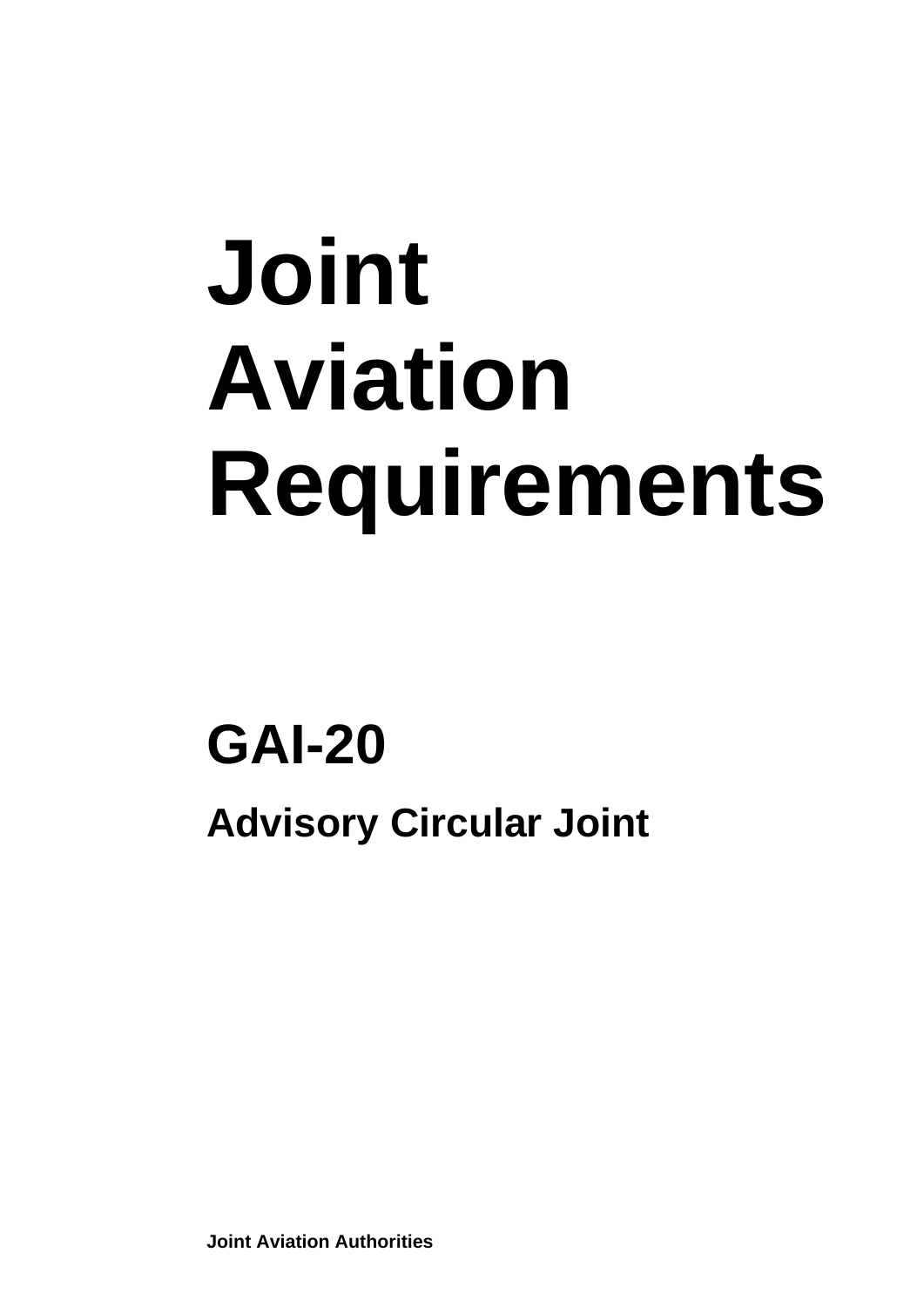# Joint Aviation Requirements

## GAI-20

### Advisory Circular Joint

**Joint Aviation Authorities**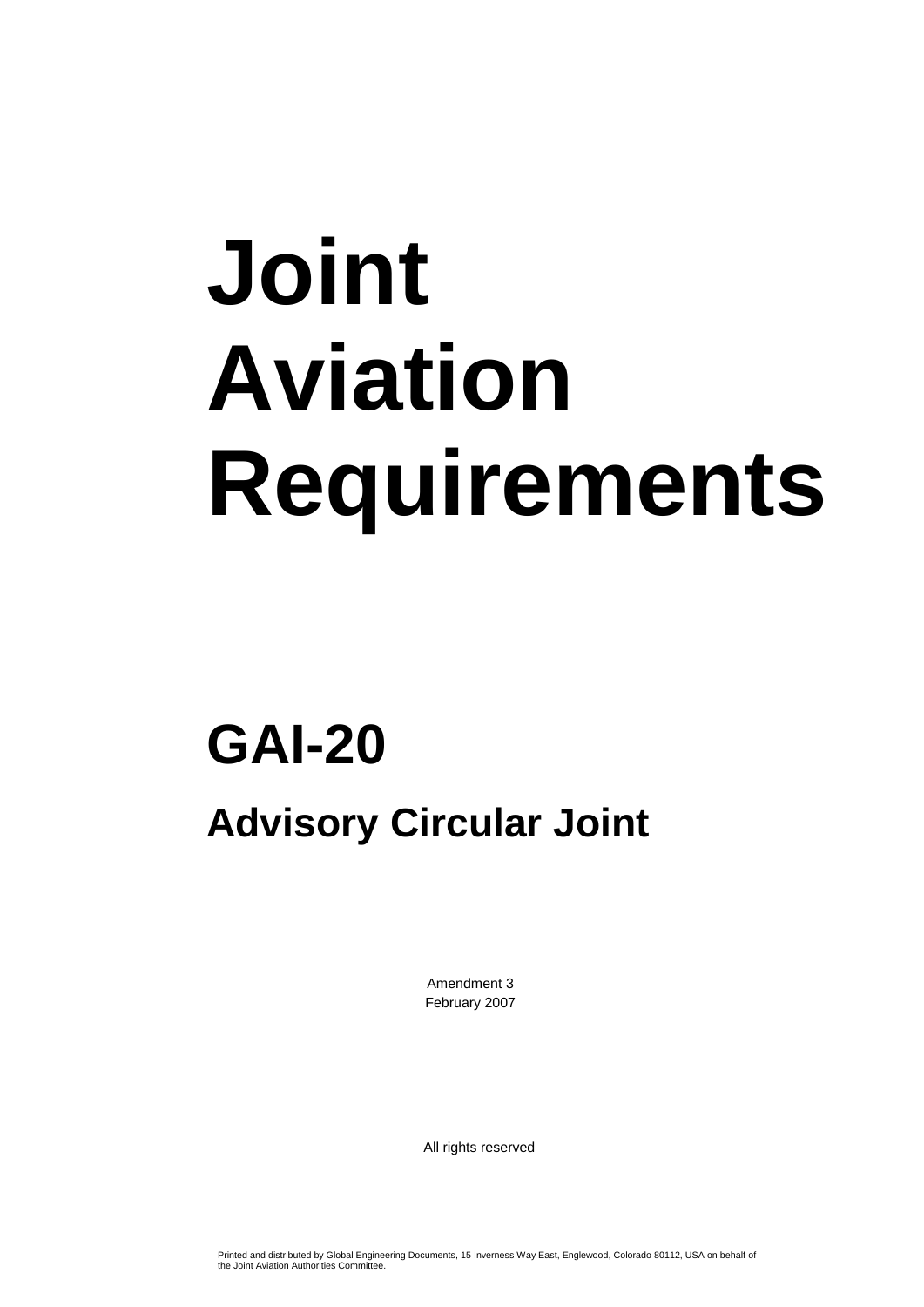# Joint Aviation Requirements

## GAI-20

### Advisory Circular Joint

Amendment 3
February 2007

All rights reserved

Printed and distributed by Global Engineering Documents, 15 Inverness Way East, Englewood, Colorado 80112, USA on behalf of the Joint Aviation Authorities Committee.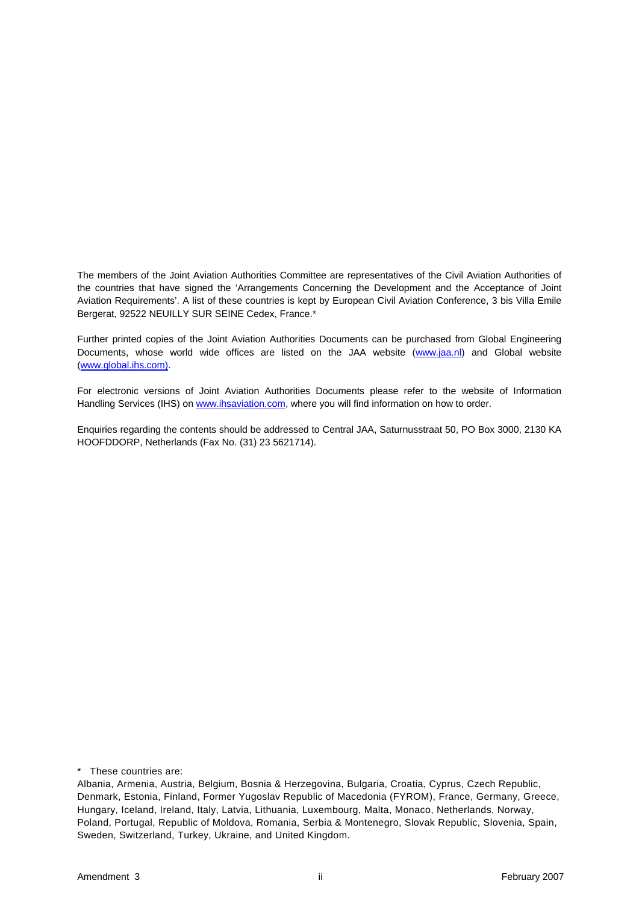The members of the Joint Aviation Authorities Committee are representatives of the Civil Aviation Authorities of the countries that have signed the 'Arrangements Concerning the Development and the Acceptance of Joint Aviation Requirements'. A list of these countries is kept by European Civil Aviation Conference, 3 bis Villa Emile Bergerat, 92522 NEUILLY SUR SEINE Cedex, France.*

Further printed copies of the Joint Aviation Authorities Documents can be purchased from Global Engineering Documents, whose world wide offices are listed on the JAA website (www.jaa.nl) and Global website (www.global.ihs.com).

For electronic versions of Joint Aviation Authorities Documents please refer to the website of Information Handling Services (IHS) on www.ihsaviation.com, where you will find information on how to order.

Enquiries regarding the contents should be addressed to Central JAA, Saturnusstraat 50, PO Box 3000, 2130 KA HOOFDDORP, Netherlands (Fax No. (31) 23 5621714).

* These countries are:

Albania, Armenia, Austria, Belgium, Bosnia & Herzegovina, Bulgaria, Croatia, Cyprus, Czech Republic, Denmark, Estonia, Finland, Former Yugoslav Republic of Macedonia (FYROM), France, Germany, Greece, Hungary, Iceland, Ireland, Italy, Latvia, Lithuania, Luxembourg, Malta, Monaco, Netherlands, Norway, Poland, Portugal, Republic of Moldova, Romania, Serbia & Montenegro, Slovak Republic, Slovenia, Spain, Sweden, Switzerland, Turkey, Ukraine, and United Kingdom.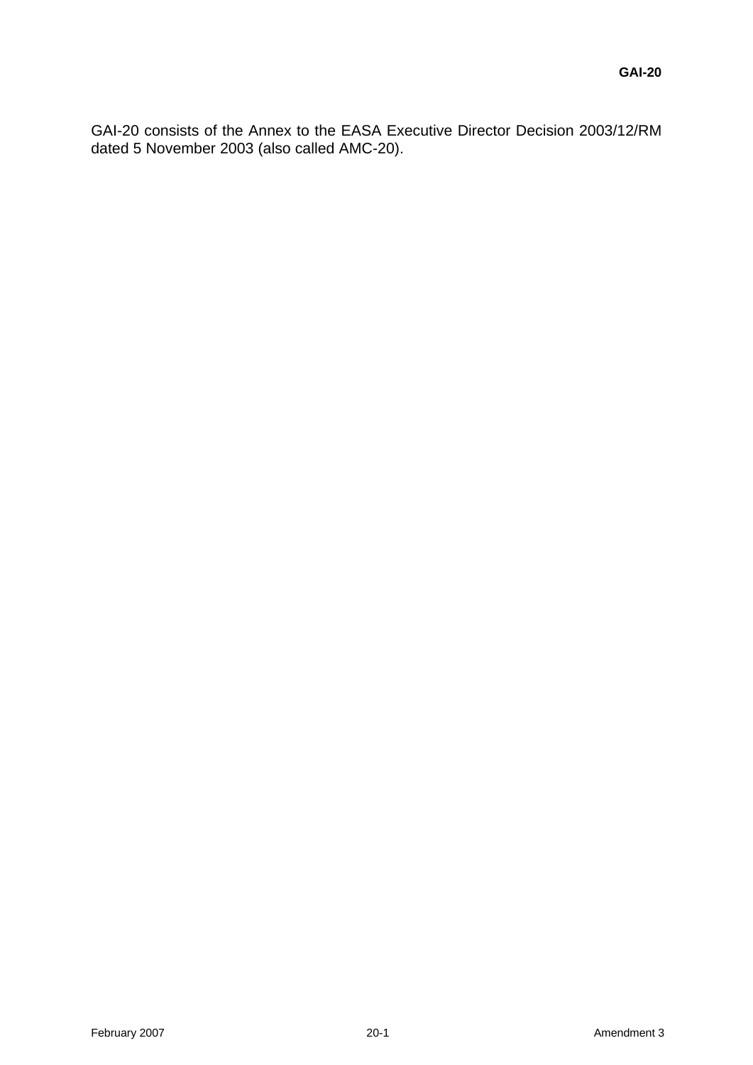GAI-20 consists of the Annex to the EASA Executive Director Decision 2003/12/RM dated 5 November 2003 (also called AMC-20).